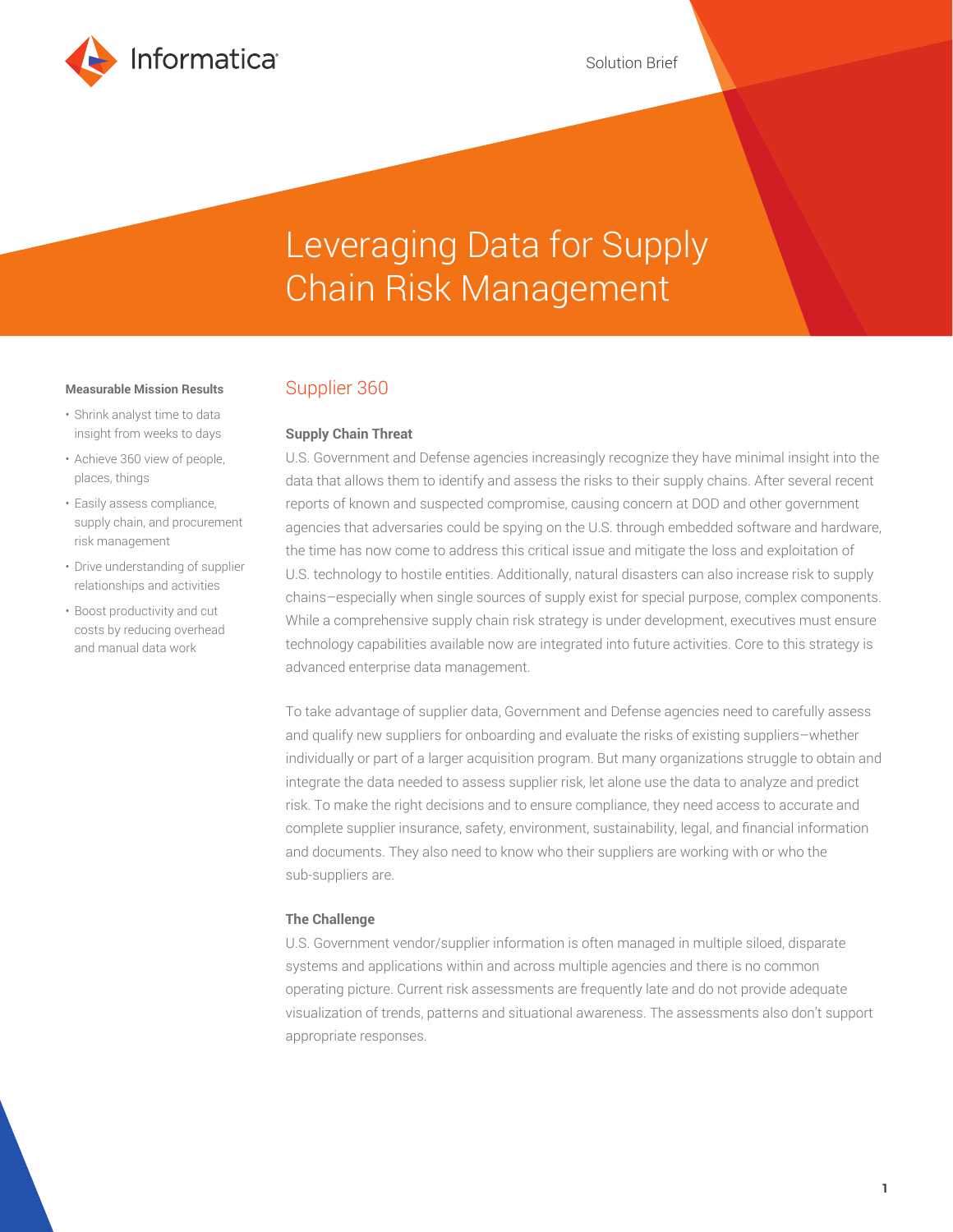Solution Brief

# Leveraging Data for Supply Chain Risk Management

**Measurable Mission Results**

- Shrink analyst time to data insight from weeks to days
- Achieve 360 view of people, places, things
- Easily assess compliance, supply chain, and procurement risk management
- Drive understanding of supplier relationships and activities
- Boost productivity and cut costs by reducing overhead and manual data work

## Supplier 360

### Supply Chain Threat

U.S. Government and Defense agencies increasingly recognize they have minimal insight into the data that allows them to identify and assess the risks to their supply chains. After several recent reports of known and suspected compromise, causing concern at DOD and other government agencies that adversaries could be spying on the U.S. through embedded software and hardware, the time has now come to address this critical issue and mitigate the loss and exploitation of U.S. technology to hostile entities. Additionally, natural disasters can also increase risk to supply chains—especially when single sources of supply exist for special purpose, complex components. While a comprehensive supply chain risk strategy is under development, executives must ensure technology capabilities available now are integrated into future activities. Core to this strategy is advanced enterprise data management.

To take advantage of supplier data, Government and Defense agencies need to carefully assess and qualify new suppliers for onboarding and evaluate the risks of existing suppliers—whether individually or part of a larger acquisition program. But many organizations struggle to obtain and integrate the data needed to assess supplier risk, let alone use the data to analyze and predict risk. To make the right decisions and to ensure compliance, they need access to accurate and complete supplier insurance, safety, environment, sustainability, legal, and financial information and documents. They also need to know who their suppliers are working with or who the sub-suppliers are.

### The Challenge

U.S. Government vendor/supplier information is often managed in multiple siloed, disparate systems and applications within and across multiple agencies and there is no common operating picture. Current risk assessments are frequently late and do not provide adequate visualization of trends, patterns and situational awareness. The assessments also don't support appropriate responses.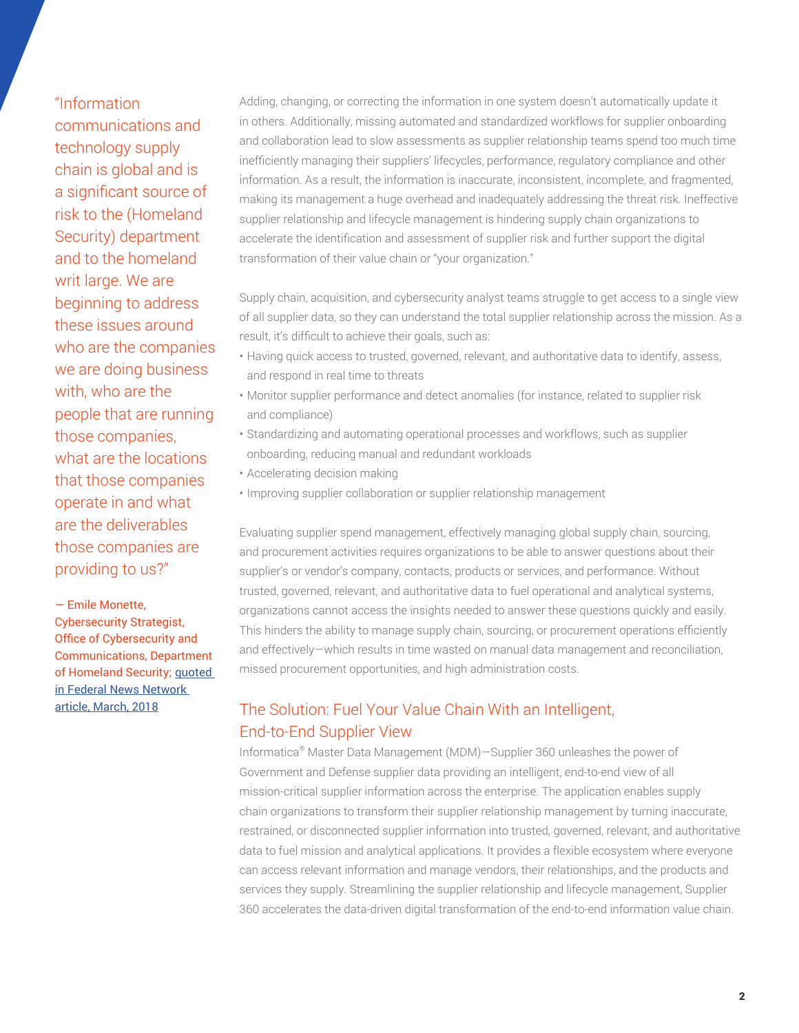"Information communications and technology supply chain is global and is a significant source of risk to the (Homeland Security) department and to the homeland writ large. We are beginning to address these issues around who are the companies we are doing business with, who are the people that are running those companies, what are the locations that those companies operate in and what are the deliverables those companies are providing to us?"

— Emile Monette, Cybersecurity Strategist, Office of Cybersecurity and Communications, Department of Homeland Security; [quoted in Federal News Network article, March, 2018]

Adding, changing, or correcting the information in one system doesn't automatically update it in others. Additionally, missing automated and standardized workflows for supplier onboarding and collaboration lead to slow assessments as supplier relationship teams spend too much time inefficiently managing their suppliers' lifecycles, performance, regulatory compliance and other information. As a result, the information is inaccurate, inconsistent, incomplete, and fragmented, making its management a huge overhead and inadequately addressing the threat risk. Ineffective supplier relationship and lifecycle management is hindering supply chain organizations to accelerate the identification and assessment of supplier risk and further support the digital transformation of their value chain or "your organization."

Supply chain, acquisition, and cybersecurity analyst teams struggle to get access to a single view of all supplier data, so they can understand the total supplier relationship across the mission. As a result, it's difficult to achieve their goals, such as:

- Having quick access to trusted, governed, relevant, and authoritative data to identify, assess, and respond in real time to threats
- Monitor supplier performance and detect anomalies (for instance, related to supplier risk and compliance)
- Standardizing and automating operational processes and workflows, such as supplier onboarding, reducing manual and redundant workloads
- Accelerating decision making
- Improving supplier collaboration or supplier relationship management

Evaluating supplier spend management, effectively managing global supply chain, sourcing, and procurement activities requires organizations to be able to answer questions about their supplier's or vendor's company, contacts, products or services, and performance. Without trusted, governed, relevant, and authoritative data to fuel operational and analytical systems, organizations cannot access the insights needed to answer these questions quickly and easily. This hinders the ability to manage supply chain, sourcing, or procurement operations efficiently and effectively—which results in time wasted on manual data management and reconciliation, missed procurement opportunities, and high administration costs.

## The Solution: Fuel Your Value Chain With an Intelligent, End-to-End Supplier View

Informatica® Master Data Management (MDM)—Supplier 360 unleashes the power of Government and Defense supplier data providing an intelligent, end-to-end view of all mission-critical supplier information across the enterprise. The application enables supply chain organizations to transform their supplier relationship management by turning inaccurate, restrained, or disconnected supplier information into trusted, governed, relevant, and authoritative data to fuel mission and analytical applications. It provides a flexible ecosystem where everyone can access relevant information and manage vendors, their relationships, and the products and services they supply. Streamlining the supplier relationship and lifecycle management, Supplier 360 accelerates the data-driven digital transformation of the end-to-end information value chain.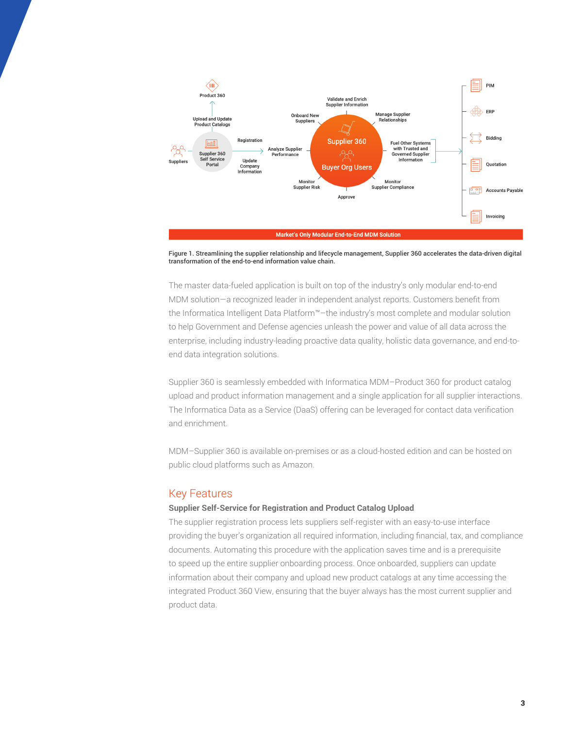Figure 1. Streamlining the supplier relationship and lifecycle management, Supplier 360 accelerates the data-driven digital transformation of the end-to-end information value chain.

The master data-fueled application is built on top of the industry's only modular end-to-end MDM solution—a recognized leader in independent analyst reports. Customers benefit from the Informatica Intelligent Data Platform™—the industry's most complete and modular solution to help Government and Defense agencies unleash the power and value of all data across the enterprise, including industry-leading proactive data quality, holistic data governance, and end-to-end data integration solutions.

Supplier 360 is seamlessly embedded with Informatica MDM–Product 360 for product catalog upload and product information management and a single application for all supplier interactions. The Informatica Data as a Service (DaaS) offering can be leveraged for contact data verification and enrichment.

MDM–Supplier 360 is available on-premises or as a cloud-hosted edition and can be hosted on public cloud platforms such as Amazon.

## Key Features

### Supplier Self-Service for Registration and Product Catalog Upload

The supplier registration process lets suppliers self-register with an easy-to-use interface providing the buyer's organization all required information, including financial, tax, and compliance documents. Automating this procedure with the application saves time and is a prerequisite to speed up the entire supplier onboarding process. Once onboarded, suppliers can update information about their company and upload new product catalogs at any time accessing the integrated Product 360 View, ensuring that the buyer always has the most current supplier and product data.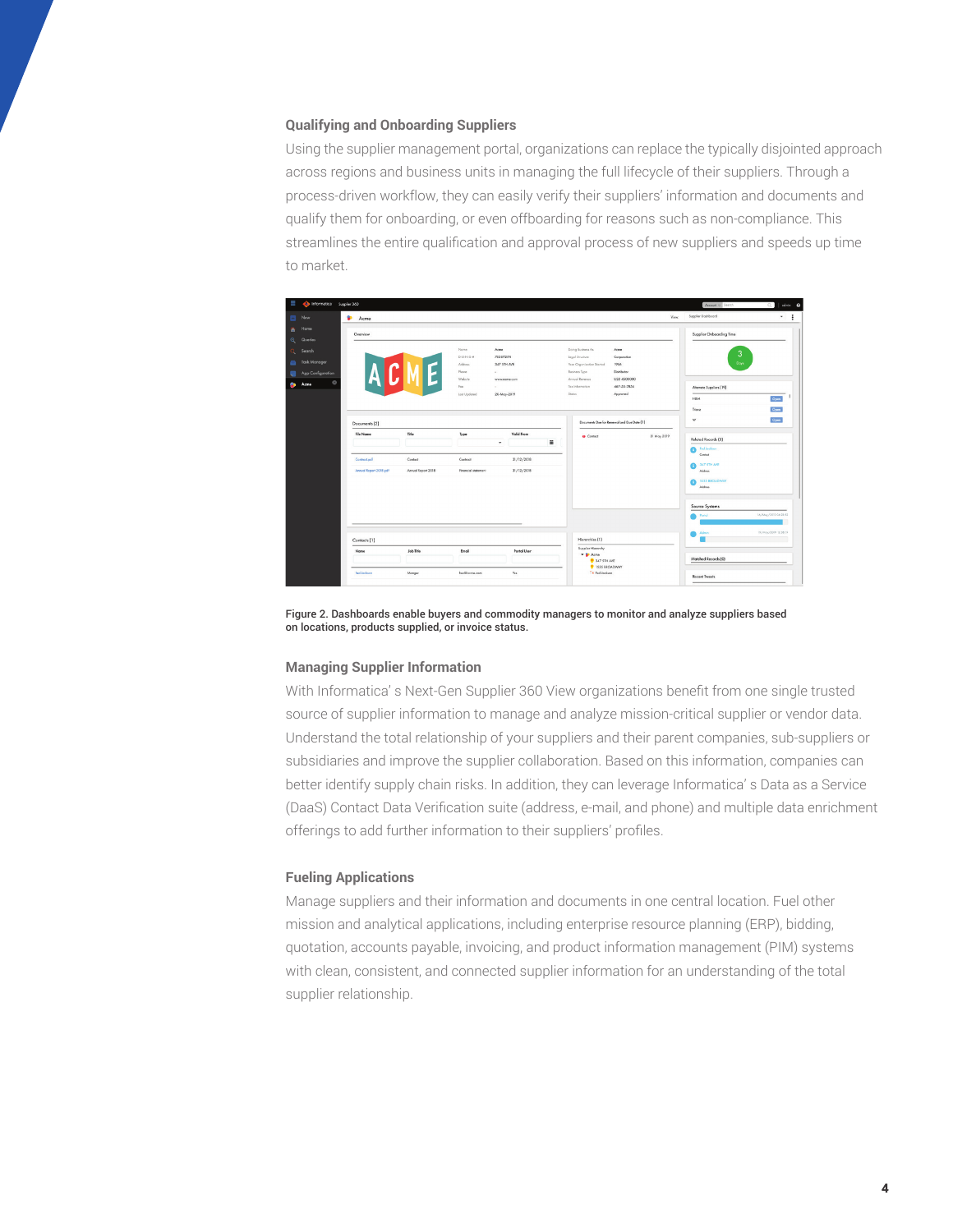### Qualifying and Onboarding Suppliers

Using the supplier management portal, organizations can replace the typically disjointed approach across regions and business units in managing the full lifecycle of their suppliers. Through a process-driven workflow, they can easily verify their suppliers' information and documents and qualify them for onboarding, or even offboarding for reasons such as non-compliance. This streamlines the entire qualification and approval process of new suppliers and speeds up time to market.

Figure 2. Dashboards enable buyers and commodity managers to monitor and analyze suppliers based on locations, products supplied, or invoice status.

### Managing Supplier Information

With Informatica' s Next-Gen Supplier 360 View organizations benefit from one single trusted source of supplier information to manage and analyze mission-critical supplier or vendor data. Understand the total relationship of your suppliers and their parent companies, sub-suppliers or subsidiaries and improve the supplier collaboration. Based on this information, companies can better identify supply chain risks. In addition, they can leverage Informatica' s Data as a Service (DaaS) Contact Data Verification suite (address, e-mail, and phone) and multiple data enrichment offerings to add further information to their suppliers' profiles.

### Fueling Applications

Manage suppliers and their information and documents in one central location. Fuel other mission and analytical applications, including enterprise resource planning (ERP), bidding, quotation, accounts payable, invoicing, and product information management (PIM) systems with clean, consistent, and connected supplier information for an understanding of the total supplier relationship.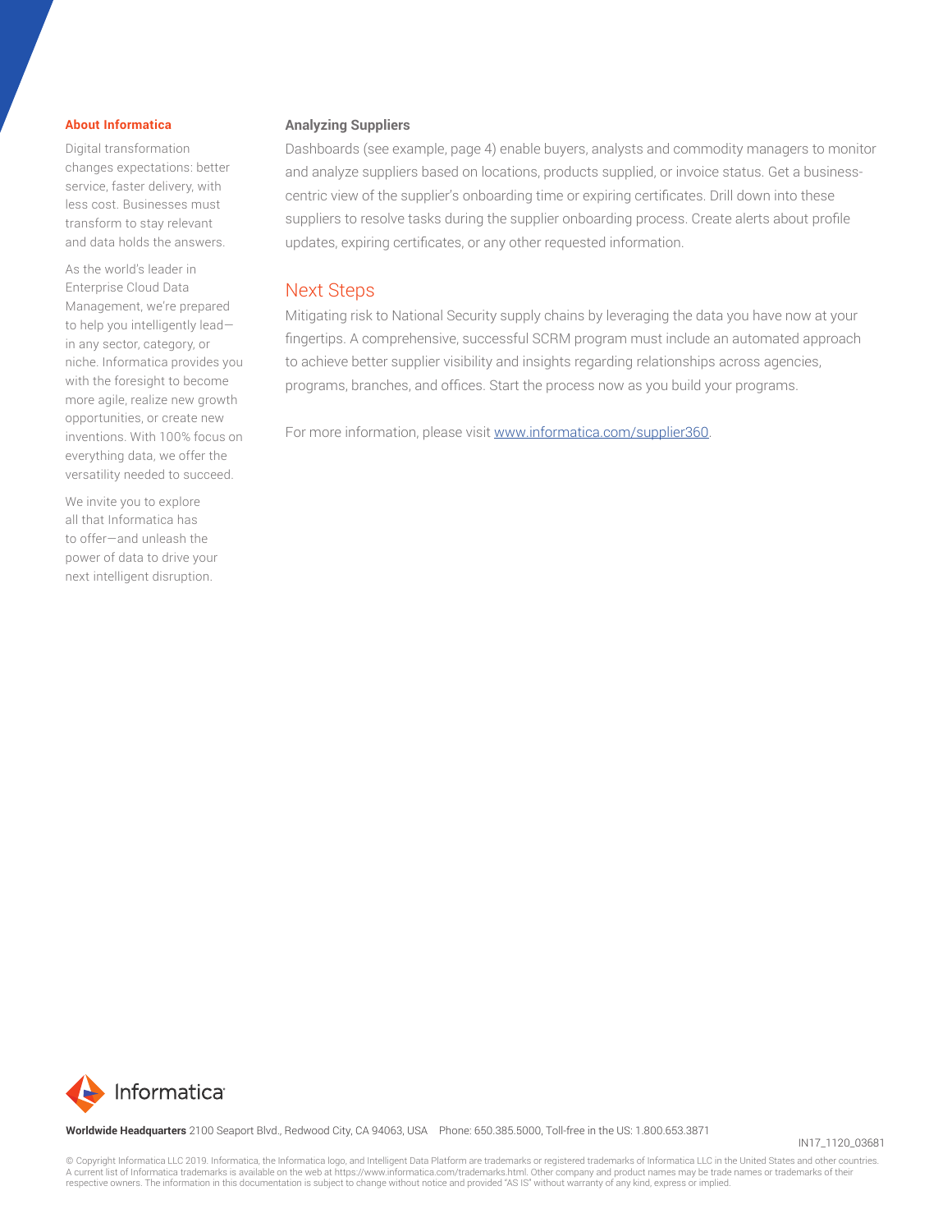**About Informatica**

Digital transformation changes expectations: better service, faster delivery, with less cost. Businesses must transform to stay relevant and data holds the answers.

As the world's leader in Enterprise Cloud Data Management, we're prepared to help you intelligently lead—in any sector, category, or niche. Informatica provides you with the foresight to become more agile, realize new growth opportunities, or create new inventions. With 100% focus on everything data, we offer the versatility needed to succeed.

We invite you to explore all that Informatica has to offer—and unleash the power of data to drive your next intelligent disruption.

### Analyzing Suppliers

Dashboards (see example, page 4) enable buyers, analysts and commodity managers to monitor and analyze suppliers based on locations, products supplied, or invoice status. Get a business-centric view of the supplier's onboarding time or expiring certificates. Drill down into these suppliers to resolve tasks during the supplier onboarding process. Create alerts about profile updates, expiring certificates, or any other requested information.

## Next Steps

Mitigating risk to National Security supply chains by leveraging the data you have now at your fingertips. A comprehensive, successful SCRM program must include an automated approach to achieve better supplier visibility and insights regarding relationships across agencies, programs, branches, and offices. Start the process now as you build your programs.

For more information, please visit [www.informatica.com/supplier360](http://www.informatica.com/supplier360).

Informatica

**Worldwide Headquarters** 2100 Seaport Blvd., Redwood City, CA 94063, USA   Phone: 650.385.5000, Toll-free in the US: 1.800.653.3871

IN17_1120_03681

© Copyright Informatica LLC 2019. Informatica, the Informatica logo, and Intelligent Data Platform are trademarks or registered trademarks of Informatica LLC in the United States and other countries. A current list of Informatica trademarks is available on the web at https://www.informatica.com/trademarks.html. Other company and product names may be trade names or trademarks of their respective owners. The information in this documentation is subject to change without notice and provided "AS IS" without warranty of any kind, express or implied.